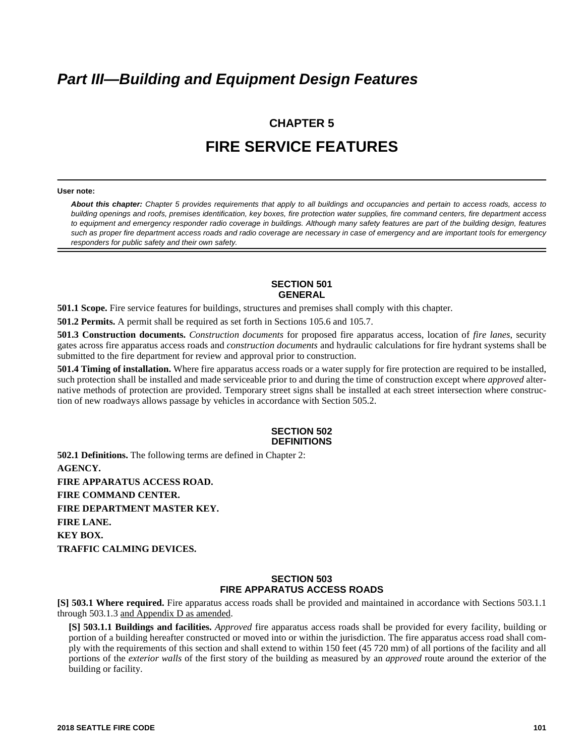# *Part III—Building and Equipment Design Features*

## CHAPTER 5

# FIRE SERVICE FEATURES

**User note:**

***About this chapter:*** *Chapter 5 provides requirements that apply to all buildings and occupancies and pertain to access roads, access to building openings and roofs, premises identification, key boxes, fire protection water supplies, fire command centers, fire department access to equipment and emergency responder radio coverage in buildings. Although many safety features are part of the building design, features such as proper fire department access roads and radio coverage are necessary in case of emergency and are important tools for emergency responders for public safety and their own safety.*

### SECTION 501
### GENERAL

**501.1 Scope.** Fire service features for buildings, structures and premises shall comply with this chapter.

**501.2 Permits.** A permit shall be required as set forth in Sections 105.6 and 105.7.

**501.3 Construction documents.** *Construction documents* for proposed fire apparatus access, location of *fire lanes*, security gates across fire apparatus access roads and *construction documents* and hydraulic calculations for fire hydrant systems shall be submitted to the fire department for review and approval prior to construction.

**501.4 Timing of installation.** Where fire apparatus access roads or a water supply for fire protection are required to be installed, such protection shall be installed and made serviceable prior to and during the time of construction except where *approved* alternative methods of protection are provided. Temporary street signs shall be installed at each street intersection where construction of new roadways allows passage by vehicles in accordance with Section 505.2.

### SECTION 502
### DEFINITIONS

**502.1 Definitions.** The following terms are defined in Chapter 2:

**AGENCY.**

**FIRE APPARATUS ACCESS ROAD.**

**FIRE COMMAND CENTER.**

**FIRE DEPARTMENT MASTER KEY.**

**FIRE LANE.**

**KEY BOX.**

**TRAFFIC CALMING DEVICES.**

### SECTION 503
### FIRE APPARATUS ACCESS ROADS

**[S] 503.1 Where required.** Fire apparatus access roads shall be provided and maintained in accordance with Sections 503.1.1 through 503.1.3 and Appendix D as amended.

**[S] 503.1.1 Buildings and facilities.** *Approved* fire apparatus access roads shall be provided for every facility, building or portion of a building hereafter constructed or moved into or within the jurisdiction. The fire apparatus access road shall comply with the requirements of this section and shall extend to within 150 feet (45 720 mm) of all portions of the facility and all portions of the *exterior walls* of the first story of the building as measured by an *approved* route around the exterior of the building or facility.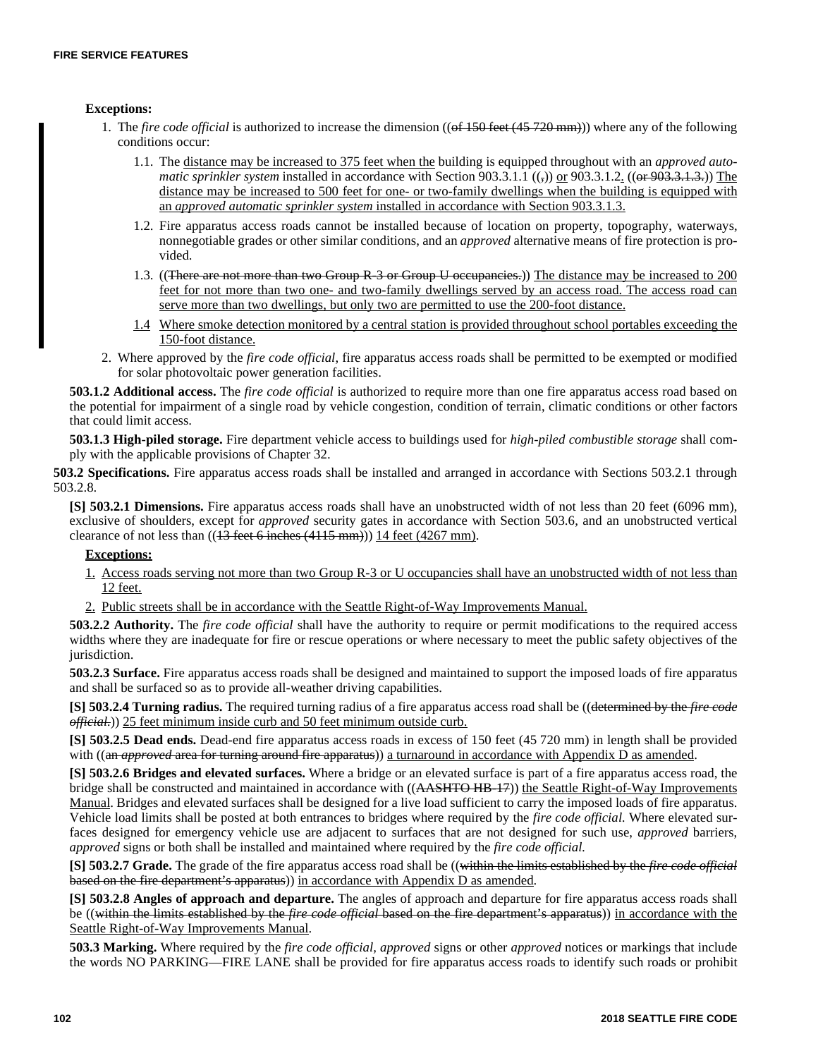**Exceptions:**

1. The *fire code official* is authorized to increase the dimension ((~~of 150 feet (45 720 mm)~~)) where any of the following conditions occur:

   1.1. The <u>distance may be increased to 375 feet when the</u> building is equipped throughout with an *approved automatic sprinkler system* installed in accordance with Section 903.3.1.1 ((~~,~~)) <u>or</u> 903.3.1.2<u>.</u> ((~~or 903.3.1.3.~~)) <u>The distance may be increased to 500 feet for one- or two-family dwellings when the building is equipped with an *approved automatic sprinkler system* installed in accordance with Section 903.3.1.3.</u>

   1.2. Fire apparatus access roads cannot be installed because of location on property, topography, waterways, nonnegotiable grades or other similar conditions, and an *approved* alternative means of fire protection is provided.

   1.3. ((~~There are not more than two Group R-3 or Group U occupancies.~~)) <u>The distance may be increased to 200 feet for not more than two one- and two-family dwellings served by an access road. The access road can serve more than two dwellings, but only two are permitted to use the 200-foot distance.</u>

   <u>1.4</u> <u>Where smoke detection monitored by a central station is provided throughout school portables exceeding the 150-foot distance.</u>

2. Where approved by the *fire code official*, fire apparatus access roads shall be permitted to be exempted or modified for solar photovoltaic power generation facilities.

**503.1.2 Additional access.** The *fire code official* is authorized to require more than one fire apparatus access road based on the potential for impairment of a single road by vehicle congestion, condition of terrain, climatic conditions or other factors that could limit access.

**503.1.3 High-piled storage.** Fire department vehicle access to buildings used for *high-piled combustible storage* shall comply with the applicable provisions of Chapter 32.

**503.2 Specifications.** Fire apparatus access roads shall be installed and arranged in accordance with Sections 503.2.1 through 503.2.8.

**[S] 503.2.1 Dimensions.** Fire apparatus access roads shall have an unobstructed width of not less than 20 feet (6096 mm), exclusive of shoulders, except for *approved* security gates in accordance with Section 503.6, and an unobstructed vertical clearance of not less than ((~~13 feet 6 inches (4115 mm)~~)) <u>14 feet (4267 mm)</u>.

<u>**Exceptions:**</u>

1. <u>Access roads serving not more than two Group R-3 or U occupancies shall have an unobstructed width of not less than 12 feet.</u>
2. <u>Public streets shall be in accordance with the Seattle Right-of-Way Improvements Manual.</u>

**503.2.2 Authority.** The *fire code official* shall have the authority to require or permit modifications to the required access widths where they are inadequate for fire or rescue operations or where necessary to meet the public safety objectives of the jurisdiction.

**503.2.3 Surface.** Fire apparatus access roads shall be designed and maintained to support the imposed loads of fire apparatus and shall be surfaced so as to provide all-weather driving capabilities.

**[S] 503.2.4 Turning radius.** The required turning radius of a fire apparatus access road shall be ((~~determined by the *fire code official*.~~)) <u>25 feet minimum inside curb and 50 feet minimum outside curb.</u>

**[S] 503.2.5 Dead ends.** Dead-end fire apparatus access roads in excess of 150 feet (45 720 mm) in length shall be provided with ((~~an *approved* area for turning around fire apparatus~~)) <u>a turnaround in accordance with Appendix D as amended</u>.

**[S] 503.2.6 Bridges and elevated surfaces.** Where a bridge or an elevated surface is part of a fire apparatus access road, the bridge shall be constructed and maintained in accordance with ((~~AASHTO HB-17~~)) <u>the Seattle Right-of-Way Improvements Manual</u>. Bridges and elevated surfaces shall be designed for a live load sufficient to carry the imposed loads of fire apparatus. Vehicle load limits shall be posted at both entrances to bridges where required by the *fire code official.* Where elevated surfaces designed for emergency vehicle use are adjacent to surfaces that are not designed for such use, *approved* barriers, *approved* signs or both shall be installed and maintained where required by the *fire code official.*

**[S] 503.2.7 Grade.** The grade of the fire apparatus access road shall be ((~~within the limits established by the *fire code official* based on the fire department's apparatus~~)) <u>in accordance with Appendix D as amended</u>.

**[S] 503.2.8 Angles of approach and departure.** The angles of approach and departure for fire apparatus access roads shall be ((~~within the limits established by the *fire code official* based on the fire department's apparatus~~)) <u>in accordance with the Seattle Right-of-Way Improvements Manual</u>.

**503.3 Marking.** Where required by the *fire code official, approved* signs or other *approved* notices or markings that include the words NO PARKING—FIRE LANE shall be provided for fire apparatus access roads to identify such roads or prohibit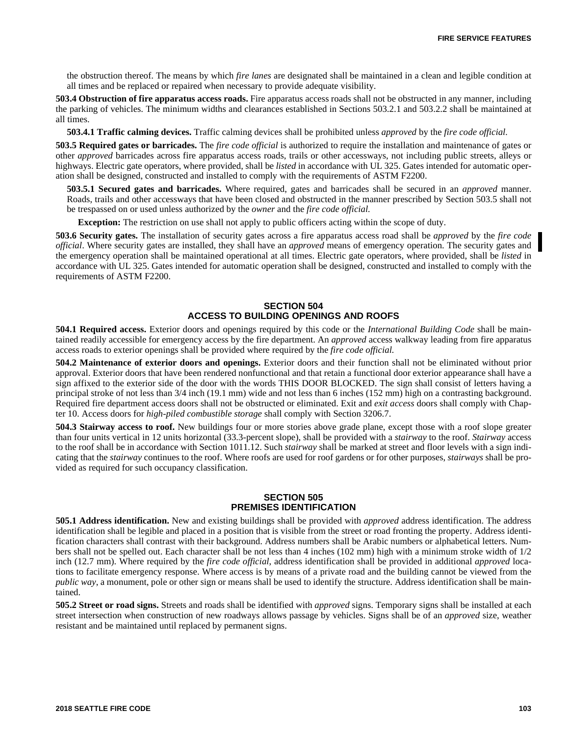the obstruction thereof. The means by which *fire lanes* are designated shall be maintained in a clean and legible condition at all times and be replaced or repaired when necessary to provide adequate visibility.

**503.4 Obstruction of fire apparatus access roads.** Fire apparatus access roads shall not be obstructed in any manner, including the parking of vehicles. The minimum widths and clearances established in Sections 503.2.1 and 503.2.2 shall be maintained at all times.

**503.4.1 Traffic calming devices.** Traffic calming devices shall be prohibited unless *approved* by the *fire code official.*

**503.5 Required gates or barricades.** The *fire code official* is authorized to require the installation and maintenance of gates or other *approved* barricades across fire apparatus access roads, trails or other accessways, not including public streets, alleys or highways. Electric gate operators, where provided, shall be *listed* in accordance with UL 325. Gates intended for automatic operation shall be designed, constructed and installed to comply with the requirements of ASTM F2200.

**503.5.1 Secured gates and barricades.** Where required, gates and barricades shall be secured in an *approved* manner. Roads, trails and other accessways that have been closed and obstructed in the manner prescribed by Section 503.5 shall not be trespassed on or used unless authorized by the *owner* and the *fire code official.*

**Exception:** The restriction on use shall not apply to public officers acting within the scope of duty.

**503.6 Security gates.** The installation of security gates across a fire apparatus access road shall be *approved* by the *fire code official*. Where security gates are installed, they shall have an *approved* means of emergency operation. The security gates and the emergency operation shall be maintained operational at all times. Electric gate operators, where provided, shall be *listed* in accordance with UL 325. Gates intended for automatic operation shall be designed, constructed and installed to comply with the requirements of ASTM F2200.

## SECTION 504 ACCESS TO BUILDING OPENINGS AND ROOFS

**504.1 Required access.** Exterior doors and openings required by this code or the *International Building Code* shall be maintained readily accessible for emergency access by the fire department. An *approved* access walkway leading from fire apparatus access roads to exterior openings shall be provided where required by the *fire code official.*

**504.2 Maintenance of exterior doors and openings.** Exterior doors and their function shall not be eliminated without prior approval. Exterior doors that have been rendered nonfunctional and that retain a functional door exterior appearance shall have a sign affixed to the exterior side of the door with the words THIS DOOR BLOCKED. The sign shall consist of letters having a principal stroke of not less than 3/4 inch (19.1 mm) wide and not less than 6 inches (152 mm) high on a contrasting background. Required fire department access doors shall not be obstructed or eliminated. Exit and *exit access* doors shall comply with Chapter 10. Access doors for *high-piled combustible storage* shall comply with Section 3206.7.

**504.3 Stairway access to roof.** New buildings four or more stories above grade plane, except those with a roof slope greater than four units vertical in 12 units horizontal (33.3-percent slope), shall be provided with a *stairway* to the roof. *Stairway* access to the roof shall be in accordance with Section 1011.12. Such *stairway* shall be marked at street and floor levels with a sign indicating that the *stairway* continues to the roof. Where roofs are used for roof gardens or for other purposes, *stairways* shall be provided as required for such occupancy classification.

## SECTION 505 PREMISES IDENTIFICATION

**505.1 Address identification.** New and existing buildings shall be provided with *approved* address identification. The address identification shall be legible and placed in a position that is visible from the street or road fronting the property. Address identification characters shall contrast with their background. Address numbers shall be Arabic numbers or alphabetical letters. Numbers shall not be spelled out. Each character shall be not less than 4 inches (102 mm) high with a minimum stroke width of 1/2 inch (12.7 mm). Where required by the *fire code official*, address identification shall be provided in additional *approved* locations to facilitate emergency response. Where access is by means of a private road and the building cannot be viewed from the *public way*, a monument, pole or other sign or means shall be used to identify the structure. Address identification shall be maintained.

**505.2 Street or road signs.** Streets and roads shall be identified with *approved* signs. Temporary signs shall be installed at each street intersection when construction of new roadways allows passage by vehicles. Signs shall be of an *approved* size, weather resistant and be maintained until replaced by permanent signs.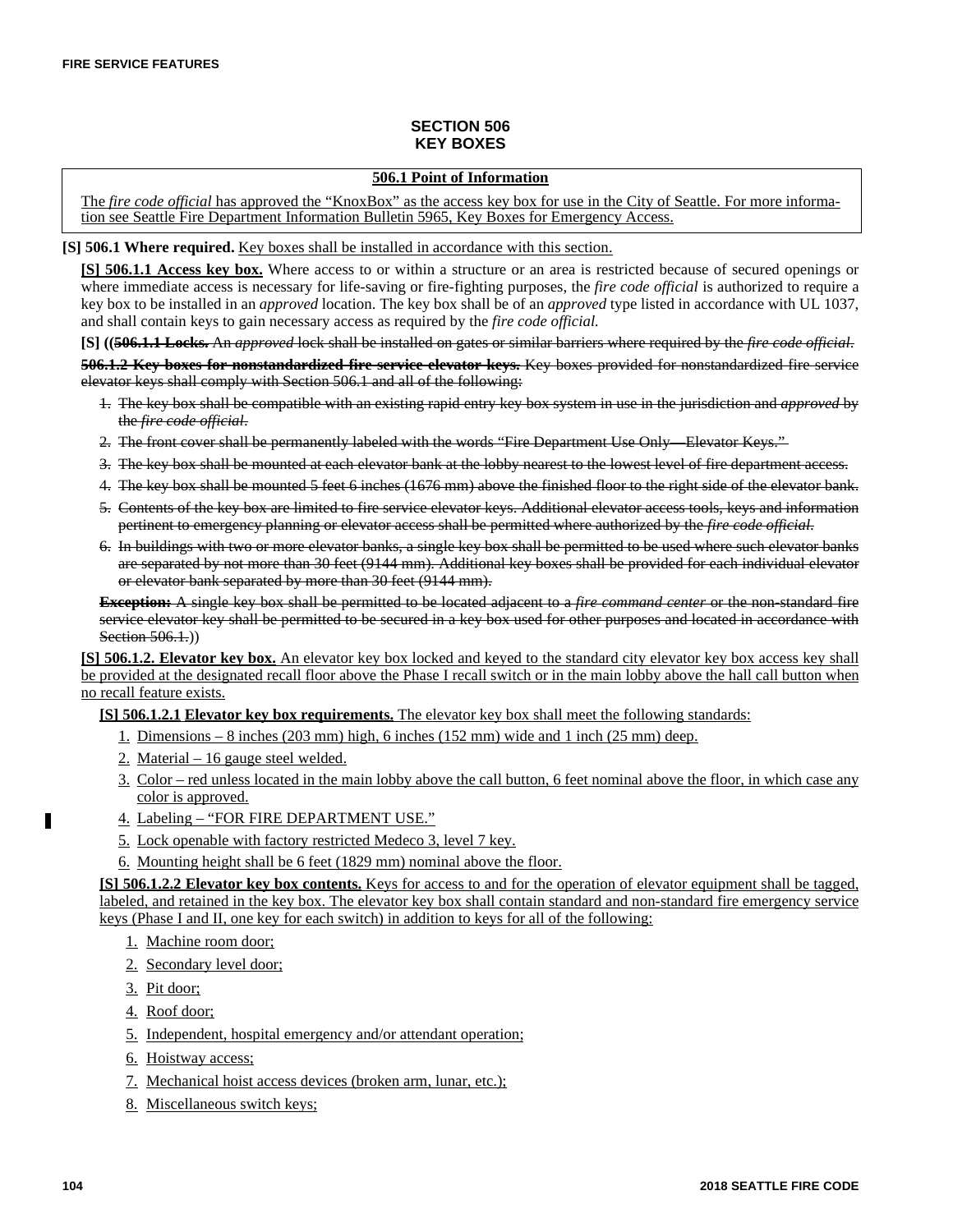## SECTION 506
## KEY BOXES

**506.1 Point of Information**

The *fire code official* has approved the "KnoxBox" as the access key box for use in the City of Seattle. For more information see Seattle Fire Department Information Bulletin 5965, Key Boxes for Emergency Access.

**[S] 506.1 Where required.** Key boxes shall be installed in accordance with this section.

**[S] 506.1.1 Access key box.** Where access to or within a structure or an area is restricted because of secured openings or where immediate access is necessary for life-saving or fire-fighting purposes, the *fire code official* is authorized to require a key box to be installed in an *approved* location. The key box shall be of an *approved* type listed in accordance with UL 1037, and shall contain keys to gain necessary access as required by the *fire code official.*

**[S] ((~~506.1.1 Locks.~~** ~~An *approved* lock shall be installed on gates or similar barriers where required by the *fire code official*.~~

~~**506.1.2 Key boxes for nonstandardized fire service elevator keys.** Key boxes provided for nonstandardized fire service elevator keys shall comply with Section 506.1 and all of the following:~~

1. ~~The key box shall be compatible with an existing rapid entry key box system in use in the jurisdiction and *approved* by the *fire code official*.~~
2. ~~The front cover shall be permanently labeled with the words "Fire Department Use Only—Elevator Keys."~~
3. ~~The key box shall be mounted at each elevator bank at the lobby nearest to the lowest level of fire department access.~~
4. ~~The key box shall be mounted 5 feet 6 inches (1676 mm) above the finished floor to the right side of the elevator bank.~~
5. ~~Contents of the key box are limited to fire service elevator keys. Additional elevator access tools, keys and information pertinent to emergency planning or elevator access shall be permitted where authorized by the *fire code official*.~~
6. ~~In buildings with two or more elevator banks, a single key box shall be permitted to be used where such elevator banks are separated by not more than 30 feet (9144 mm). Additional key boxes shall be provided for each individual elevator or elevator bank separated by more than 30 feet (9144 mm).~~

~~**Exception:** A single key box shall be permitted to be located adjacent to a *fire command center* or the non-standard fire service elevator key shall be permitted to be secured in a key box used for other purposes and located in accordance with Section 506.1.~~))

**[S] 506.1.2. Elevator key box.** An elevator key box locked and keyed to the standard city elevator key box access key shall be provided at the designated recall floor above the Phase I recall switch or in the main lobby above the hall call button when no recall feature exists.

**[S] 506.1.2.1 Elevator key box requirements.** The elevator key box shall meet the following standards:

1. Dimensions – 8 inches (203 mm) high, 6 inches (152 mm) wide and 1 inch (25 mm) deep.
2. Material – 16 gauge steel welded.
3. Color – red unless located in the main lobby above the call button, 6 feet nominal above the floor, in which case any color is approved.
4. Labeling – "FOR FIRE DEPARTMENT USE."
5. Lock openable with factory restricted Medeco 3, level 7 key.
6. Mounting height shall be 6 feet (1829 mm) nominal above the floor.

**[S] 506.1.2.2 Elevator key box contents.** Keys for access to and for the operation of elevator equipment shall be tagged, labeled, and retained in the key box. The elevator key box shall contain standard and non-standard fire emergency service keys (Phase I and II, one key for each switch) in addition to keys for all of the following:

1. Machine room door;
2. Secondary level door;
3. Pit door;
4. Roof door;
5. Independent, hospital emergency and/or attendant operation;
6. Hoistway access;
7. Mechanical hoist access devices (broken arm, lunar, etc.);
8. Miscellaneous switch keys;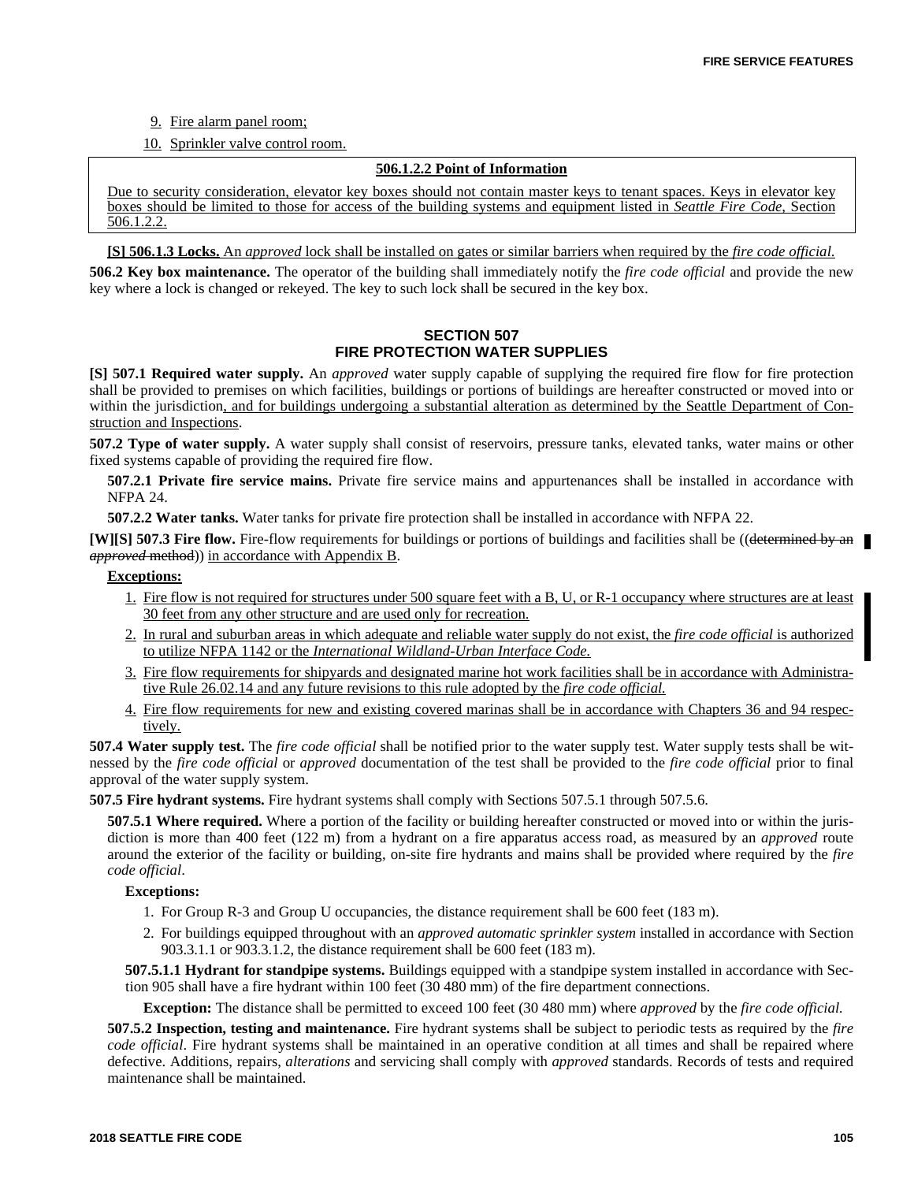9. Fire alarm panel room;
10. Sprinkler valve control room.

**506.1.2.2 Point of Information**

Due to security consideration, elevator key boxes should not contain master keys to tenant spaces. Keys in elevator key boxes should be limited to those for access of the building systems and equipment listed in *Seattle Fire Code*, Section 506.1.2.2.

**[S] 506.1.3 Locks.** An *approved* lock shall be installed on gates or similar barriers when required by the *fire code official.*

**506.2 Key box maintenance.** The operator of the building shall immediately notify the *fire code official* and provide the new key where a lock is changed or rekeyed. The key to such lock shall be secured in the key box.

## SECTION 507
## FIRE PROTECTION WATER SUPPLIES

**[S] 507.1 Required water supply.** An *approved* water supply capable of supplying the required fire flow for fire protection shall be provided to premises on which facilities, buildings or portions of buildings are hereafter constructed or moved into or within the jurisdiction, and for buildings undergoing a substantial alteration as determined by the Seattle Department of Construction and Inspections.

**507.2 Type of water supply.** A water supply shall consist of reservoirs, pressure tanks, elevated tanks, water mains or other fixed systems capable of providing the required fire flow.

**507.2.1 Private fire service mains.** Private fire service mains and appurtenances shall be installed in accordance with NFPA 24.

**507.2.2 Water tanks.** Water tanks for private fire protection shall be installed in accordance with NFPA 22.

**[W][S] 507.3 Fire flow.** Fire-flow requirements for buildings or portions of buildings and facilities shall be ((~~determined by an *approved* method~~)) in accordance with Appendix B.

**Exceptions:**

1. Fire flow is not required for structures under 500 square feet with a B, U, or R-1 occupancy where structures are at least 30 feet from any other structure and are used only for recreation.
2. In rural and suburban areas in which adequate and reliable water supply do not exist, the *fire code official* is authorized to utilize NFPA 1142 or the *International Wildland-Urban Interface Code.*
3. Fire flow requirements for shipyards and designated marine hot work facilities shall be in accordance with Administrative Rule 26.02.14 and any future revisions to this rule adopted by the *fire code official.*
4. Fire flow requirements for new and existing covered marinas shall be in accordance with Chapters 36 and 94 respectively.

**507.4 Water supply test.** The *fire code official* shall be notified prior to the water supply test. Water supply tests shall be witnessed by the *fire code official* or *approved* documentation of the test shall be provided to the *fire code official* prior to final approval of the water supply system.

**507.5 Fire hydrant systems.** Fire hydrant systems shall comply with Sections 507.5.1 through 507.5.6.

**507.5.1 Where required.** Where a portion of the facility or building hereafter constructed or moved into or within the jurisdiction is more than 400 feet (122 m) from a hydrant on a fire apparatus access road, as measured by an *approved* route around the exterior of the facility or building, on-site fire hydrants and mains shall be provided where required by the *fire code official*.

**Exceptions:**

1. For Group R-3 and Group U occupancies, the distance requirement shall be 600 feet (183 m).
2. For buildings equipped throughout with an *approved automatic sprinkler system* installed in accordance with Section 903.3.1.1 or 903.3.1.2, the distance requirement shall be 600 feet (183 m).

**507.5.1.1 Hydrant for standpipe systems.** Buildings equipped with a standpipe system installed in accordance with Section 905 shall have a fire hydrant within 100 feet (30 480 mm) of the fire department connections.

**Exception:** The distance shall be permitted to exceed 100 feet (30 480 mm) where *approved* by the *fire code official.*

**507.5.2 Inspection, testing and maintenance.** Fire hydrant systems shall be subject to periodic tests as required by the *fire code official*. Fire hydrant systems shall be maintained in an operative condition at all times and shall be repaired where defective. Additions, repairs, *alterations* and servicing shall comply with *approved* standards. Records of tests and required maintenance shall be maintained.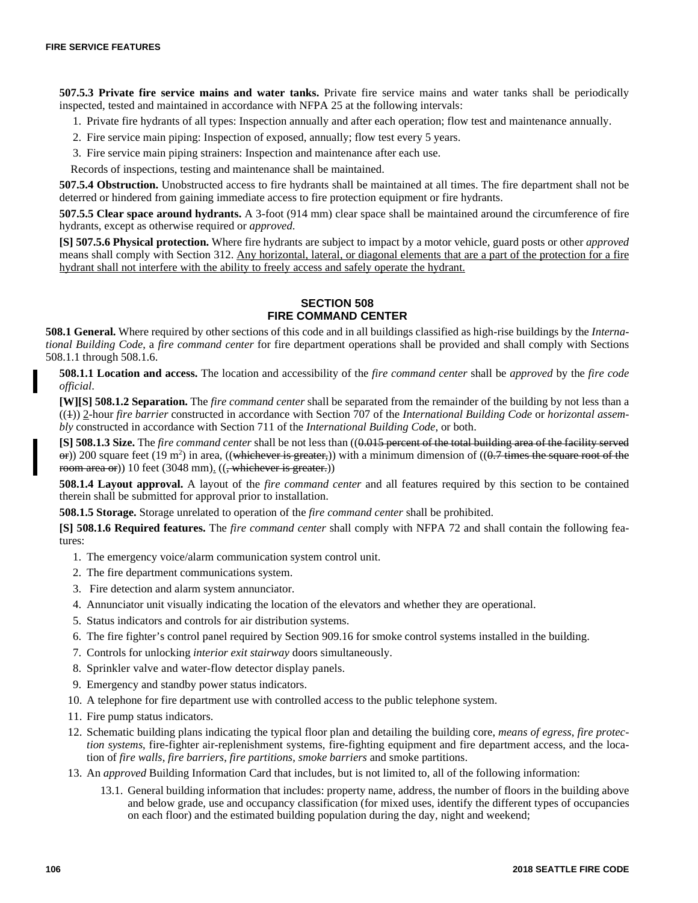**507.5.3 Private fire service mains and water tanks.** Private fire service mains and water tanks shall be periodically inspected, tested and maintained in accordance with NFPA 25 at the following intervals:

1. Private fire hydrants of all types: Inspection annually and after each operation; flow test and maintenance annually.
2. Fire service main piping: Inspection of exposed, annually; flow test every 5 years.
3. Fire service main piping strainers: Inspection and maintenance after each use.

Records of inspections, testing and maintenance shall be maintained.

**507.5.4 Obstruction.** Unobstructed access to fire hydrants shall be maintained at all times. The fire department shall not be deterred or hindered from gaining immediate access to fire protection equipment or fire hydrants.

**507.5.5 Clear space around hydrants.** A 3-foot (914 mm) clear space shall be maintained around the circumference of fire hydrants, except as otherwise required or *approved.*

**[S] 507.5.6 Physical protection.** Where fire hydrants are subject to impact by a motor vehicle, guard posts or other *approved* means shall comply with Section 312. <u>Any horizontal, lateral, or diagonal elements that are a part of the protection for a fire hydrant shall not interfere with the ability to freely access and safely operate the hydrant.</u>

## SECTION 508 FIRE COMMAND CENTER

**508.1 General.** Where required by other sections of this code and in all buildings classified as high-rise buildings by the *International Building Code*, a *fire command center* for fire department operations shall be provided and shall comply with Sections 508.1.1 through 508.1.6.

**508.1.1 Location and access.** The location and accessibility of the *fire command center* shall be *approved* by the *fire code official*.

**[W][S] 508.1.2 Separation.** The *fire command center* shall be separated from the remainder of the building by not less than a ((~~1~~)) <u>2</u>-hour *fire barrier* constructed in accordance with Section 707 of the *International Building Code* or *horizontal assembly* constructed in accordance with Section 711 of the *International Building Code*, or both.

**[S] 508.1.3 Size.** The *fire command center* shall be not less than ((~~0.015 percent of the total building area of the facility served or~~)) 200 square feet (19 $m^2$) in area, ((~~whichever is greater,~~)) with a minimum dimension of ((~~0.7 times the square root of the room area or~~)) 10 feet (3048 mm)<u>.</u> ((~~, whichever is greater.~~))

**508.1.4 Layout approval.** A layout of the *fire command center* and all features required by this section to be contained therein shall be submitted for approval prior to installation.

**508.1.5 Storage.** Storage unrelated to operation of the *fire command center* shall be prohibited.

**[S] 508.1.6 Required features.** The *fire command center* shall comply with NFPA 72 and shall contain the following features:

1. The emergency voice/alarm communication system control unit.
2. The fire department communications system.
3. Fire detection and alarm system annunciator.
4. Annunciator unit visually indicating the location of the elevators and whether they are operational.
5. Status indicators and controls for air distribution systems.
6. The fire fighter's control panel required by Section 909.16 for smoke control systems installed in the building.
7. Controls for unlocking *interior exit stairway* doors simultaneously.
8. Sprinkler valve and water-flow detector display panels.
9. Emergency and standby power status indicators.
10. A telephone for fire department use with controlled access to the public telephone system.
11. Fire pump status indicators.
12. Schematic building plans indicating the typical floor plan and detailing the building core, *means of egress*, *fire protection systems*, fire-fighter air-replenishment systems, fire-fighting equipment and fire department access, and the location of *fire walls*, *fire barriers*, *fire partitions*, *smoke barriers* and smoke partitions.
13. An *approved* Building Information Card that includes, but is not limited to, all of the following information:
    - 13.1. General building information that includes: property name, address, the number of floors in the building above and below grade, use and occupancy classification (for mixed uses, identify the different types of occupancies on each floor) and the estimated building population during the day, night and weekend;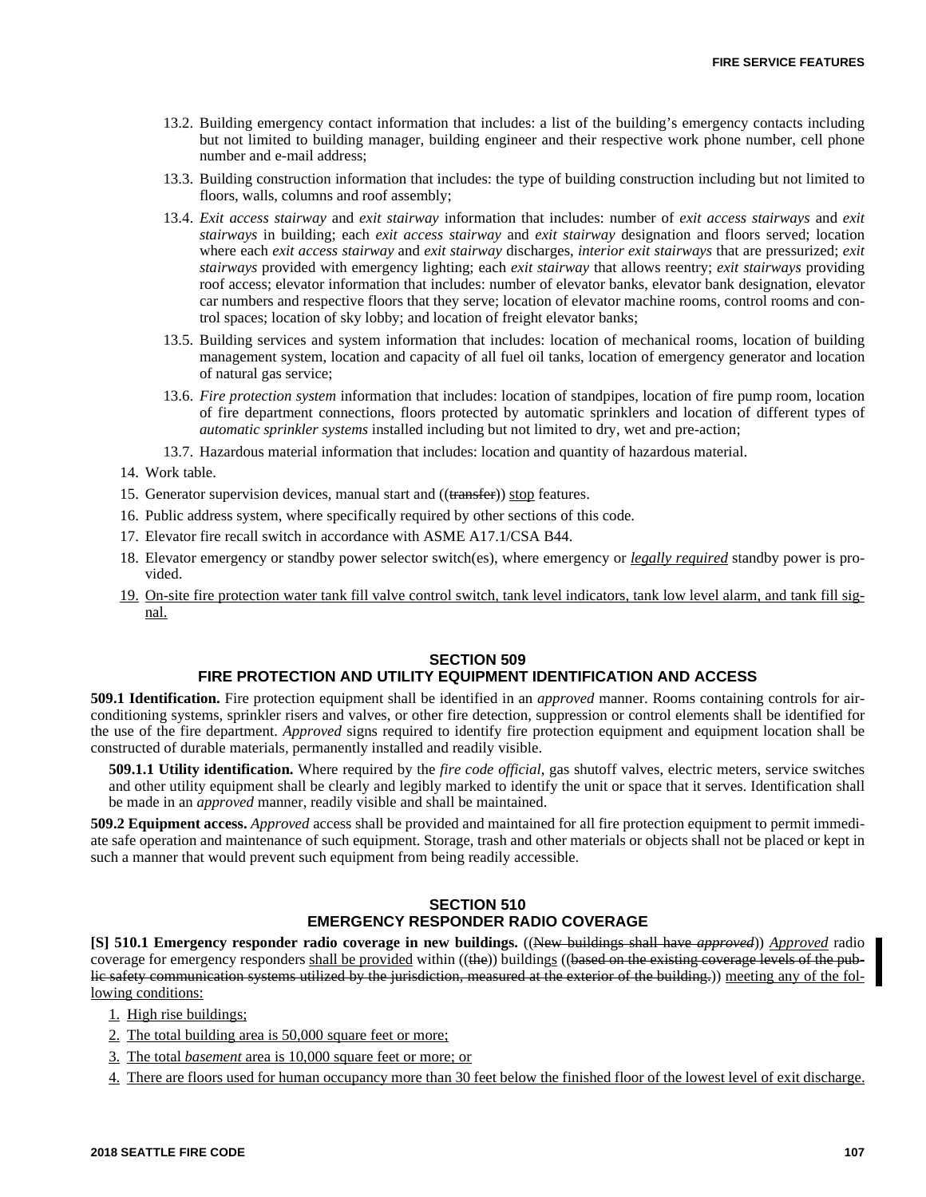13.2. Building emergency contact information that includes: a list of the building's emergency contacts including but not limited to building manager, building engineer and their respective work phone number, cell phone number and e-mail address;

13.3. Building construction information that includes: the type of building construction including but not limited to floors, walls, columns and roof assembly;

13.4. *Exit access stairway* and *exit stairway* information that includes: number of *exit access stairways* and *exit stairways* in building; each *exit access stairway* and *exit stairway* designation and floors served; location where each *exit access stairway* and *exit stairway* discharges, *interior exit stairways* that are pressurized; *exit stairways* provided with emergency lighting; each *exit stairway* that allows reentry; *exit stairways* providing roof access; elevator information that includes: number of elevator banks, elevator bank designation, elevator car numbers and respective floors that they serve; location of elevator machine rooms, control rooms and control spaces; location of sky lobby; and location of freight elevator banks;

13.5. Building services and system information that includes: location of mechanical rooms, location of building management system, location and capacity of all fuel oil tanks, location of emergency generator and location of natural gas service;

13.6. *Fire protection system* information that includes: location of standpipes, location of fire pump room, location of fire department connections, floors protected by automatic sprinklers and location of different types of *automatic sprinkler systems* installed including but not limited to dry, wet and pre-action;

13.7. Hazardous material information that includes: location and quantity of hazardous material.

14. Work table.
15. Generator supervision devices, manual start and ((~~transfer~~)) stop features.
16. Public address system, where specifically required by other sections of this code.
17. Elevator fire recall switch in accordance with ASME A17.1/CSA B44.
18. Elevator emergency or standby power selector switch(es), where emergency or *legally required* standby power is provided.
19. On-site fire protection water tank fill valve control switch, tank level indicators, tank low level alarm, and tank fill signal.

## SECTION 509 FIRE PROTECTION AND UTILITY EQUIPMENT IDENTIFICATION AND ACCESS

**509.1 Identification.** Fire protection equipment shall be identified in an *approved* manner. Rooms containing controls for air-conditioning systems, sprinkler risers and valves, or other fire detection, suppression or control elements shall be identified for the use of the fire department. *Approved* signs required to identify fire protection equipment and equipment location shall be constructed of durable materials, permanently installed and readily visible.

**509.1.1 Utility identification.** Where required by the *fire code official*, gas shutoff valves, electric meters, service switches and other utility equipment shall be clearly and legibly marked to identify the unit or space that it serves. Identification shall be made in an *approved* manner, readily visible and shall be maintained.

**509.2 Equipment access.** *Approved* access shall be provided and maintained for all fire protection equipment to permit immediate safe operation and maintenance of such equipment. Storage, trash and other materials or objects shall not be placed or kept in such a manner that would prevent such equipment from being readily accessible.

## SECTION 510 EMERGENCY RESPONDER RADIO COVERAGE

**[S] 510.1 Emergency responder radio coverage in new buildings.** ((~~New buildings shall have *approved*~~)) *Approved* radio coverage for emergency responders shall be provided within ((~~the~~)) buildings ((~~based on the existing coverage levels of the public safety communication systems utilized by the jurisdiction, measured at the exterior of the building.~~)) meeting any of the following conditions:

1. High rise buildings;
2. The total building area is 50,000 square feet or more;
3. The total *basement* area is 10,000 square feet or more; or
4. There are floors used for human occupancy more than 30 feet below the finished floor of the lowest level of exit discharge.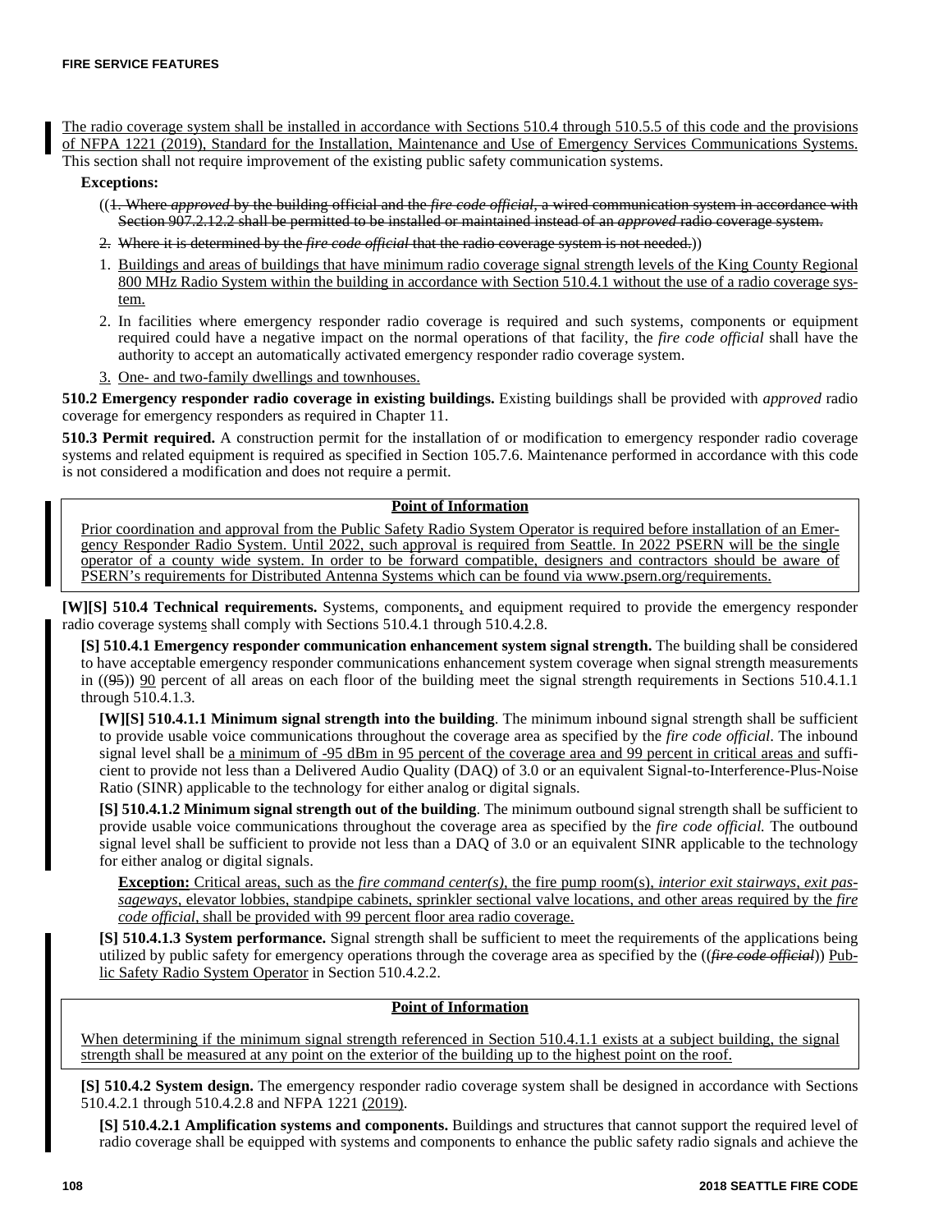The radio coverage system shall be installed in accordance with Sections 510.4 through 510.5.5 of this code and the provisions of NFPA 1221 (2019), Standard for the Installation, Maintenance and Use of Emergency Services Communications Systems. This section shall not require improvement of the existing public safety communication systems.

**Exceptions:**

((~~1. Where *approved* by the building official and the *fire code official*, a wired communication system in accordance with Section 907.2.12.2 shall be permitted to be installed or maintained instead of an *approved* radio coverage system.~~

~~2. Where it is determined by the *fire code official* that the radio coverage system is not needed.~~))

1. Buildings and areas of buildings that have minimum radio coverage signal strength levels of the King County Regional 800 MHz Radio System within the building in accordance with Section 510.4.1 without the use of a radio coverage system.
2. In facilities where emergency responder radio coverage is required and such systems, components or equipment required could have a negative impact on the normal operations of that facility, the *fire code official* shall have the authority to accept an automatically activated emergency responder radio coverage system.
3. One- and two-family dwellings and townhouses.

**510.2 Emergency responder radio coverage in existing buildings.** Existing buildings shall be provided with *approved* radio coverage for emergency responders as required in Chapter 11.

**510.3 Permit required.** A construction permit for the installation of or modification to emergency responder radio coverage systems and related equipment is required as specified in Section 105.7.6. Maintenance performed in accordance with this code is not considered a modification and does not require a permit.

**Point of Information**

Prior coordination and approval from the Public Safety Radio System Operator is required before installation of an Emergency Responder Radio System. Until 2022, such approval is required from Seattle. In 2022 PSERN will be the single operator of a county wide system. In order to be forward compatible, designers and contractors should be aware of PSERN's requirements for Distributed Antenna Systems which can be found via www.psern.org/requirements.

**[W][S] 510.4 Technical requirements.** Systems, components, and equipment required to provide the emergency responder radio coverage systems shall comply with Sections 510.4.1 through 510.4.2.8.

**[S] 510.4.1 Emergency responder communication enhancement system signal strength.** The building shall be considered to have acceptable emergency responder communications enhancement system coverage when signal strength measurements in ((~~95~~)) 90 percent of all areas on each floor of the building meet the signal strength requirements in Sections 510.4.1.1 through 510.4.1.3.

**[W][S] 510.4.1.1 Minimum signal strength into the building**. The minimum inbound signal strength shall be sufficient to provide usable voice communications throughout the coverage area as specified by the *fire code official*. The inbound signal level shall be a minimum of -95 dBm in 95 percent of the coverage area and 99 percent in critical areas and sufficient to provide not less than a Delivered Audio Quality (DAQ) of 3.0 or an equivalent Signal-to-Interference-Plus-Noise Ratio (SINR) applicable to the technology for either analog or digital signals.

**[S] 510.4.1.2 Minimum signal strength out of the building**. The minimum outbound signal strength shall be sufficient to provide usable voice communications throughout the coverage area as specified by the *fire code official.* The outbound signal level shall be sufficient to provide not less than a DAQ of 3.0 or an equivalent SINR applicable to the technology for either analog or digital signals.

**Exception:** Critical areas, such as the *fire command center(s)*, the fire pump room(s), *interior exit stairways*, *exit passageways*, elevator lobbies, standpipe cabinets, sprinkler sectional valve locations, and other areas required by the *fire code official*, shall be provided with 99 percent floor area radio coverage.

**[S] 510.4.1.3 System performance.** Signal strength shall be sufficient to meet the requirements of the applications being utilized by public safety for emergency operations through the coverage area as specified by the ((~~*fire code official*~~)) Public Safety Radio System Operator in Section 510.4.2.2.

**Point of Information**

When determining if the minimum signal strength referenced in Section 510.4.1.1 exists at a subject building, the signal strength shall be measured at any point on the exterior of the building up to the highest point on the roof.

**[S] 510.4.2 System design.** The emergency responder radio coverage system shall be designed in accordance with Sections 510.4.2.1 through 510.4.2.8 and NFPA 1221 (2019).

**[S] 510.4.2.1 Amplification systems and components.** Buildings and structures that cannot support the required level of radio coverage shall be equipped with systems and components to enhance the public safety radio signals and achieve the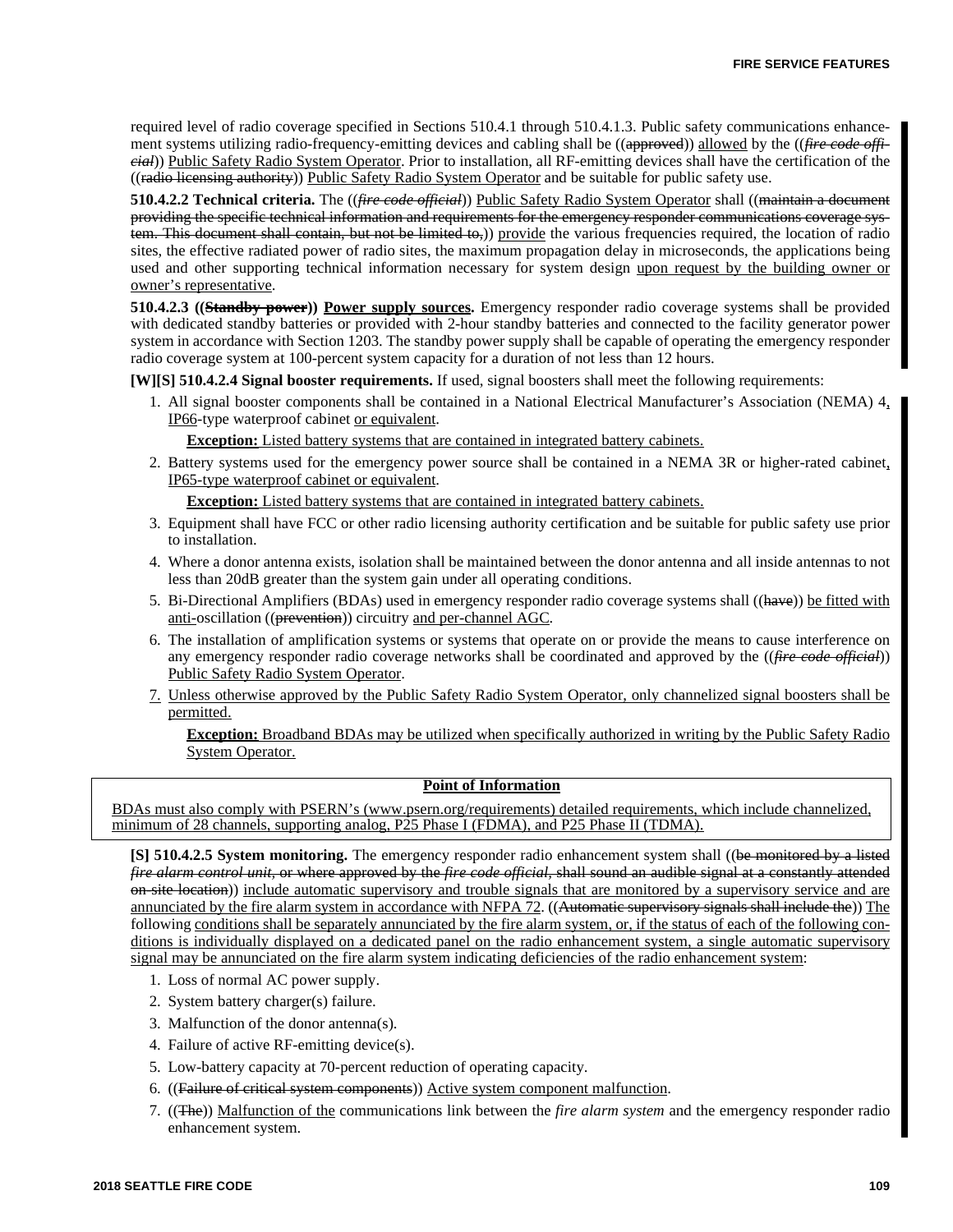required level of radio coverage specified in Sections 510.4.1 through 510.4.1.3. Public safety communications enhancement systems utilizing radio-frequency-emitting devices and cabling shall be ((approved)) allowed by the ((*fire code official*)) Public Safety Radio System Operator. Prior to installation, all RF-emitting devices shall have the certification of the ((radio licensing authority)) Public Safety Radio System Operator and be suitable for public safety use.

**510.4.2.2 Technical criteria.** The ((*fire code official*)) Public Safety Radio System Operator shall ((maintain a document providing the specific technical information and requirements for the emergency responder communications coverage system. This document shall contain, but not be limited to,)) provide the various frequencies required, the location of radio sites, the effective radiated power of radio sites, the maximum propagation delay in microseconds, the applications being used and other supporting technical information necessary for system design upon request by the building owner or owner's representative.

**510.4.2.3 ((Standby power)) Power supply sources.** Emergency responder radio coverage systems shall be provided with dedicated standby batteries or provided with 2-hour standby batteries and connected to the facility generator power system in accordance with Section 1203. The standby power supply shall be capable of operating the emergency responder radio coverage system at 100-percent system capacity for a duration of not less than 12 hours.

**[W][S] 510.4.2.4 Signal booster requirements.** If used, signal boosters shall meet the following requirements:

1. All signal booster components shall be contained in a National Electrical Manufacturer's Association (NEMA) 4, IP66-type waterproof cabinet or equivalent.

   **Exception:** Listed battery systems that are contained in integrated battery cabinets.

2. Battery systems used for the emergency power source shall be contained in a NEMA 3R or higher-rated cabinet, IP65-type waterproof cabinet or equivalent.

   **Exception:** Listed battery systems that are contained in integrated battery cabinets.

3. Equipment shall have FCC or other radio licensing authority certification and be suitable for public safety use prior to installation.
4. Where a donor antenna exists, isolation shall be maintained between the donor antenna and all inside antennas to not less than 20dB greater than the system gain under all operating conditions.
5. Bi-Directional Amplifiers (BDAs) used in emergency responder radio coverage systems shall ((have)) be fitted with anti-oscillation ((prevention)) circuitry and per-channel AGC.
6. The installation of amplification systems or systems that operate on or provide the means to cause interference on any emergency responder radio coverage networks shall be coordinated and approved by the ((*fire code official*)) Public Safety Radio System Operator.
7. Unless otherwise approved by the Public Safety Radio System Operator, only channelized signal boosters shall be permitted.

   **Exception:** Broadband BDAs may be utilized when specifically authorized in writing by the Public Safety Radio System Operator.

**Point of Information**

BDAs must also comply with PSERN's (www.psern.org/requirements) detailed requirements, which include channelized, minimum of 28 channels, supporting analog, P25 Phase I (FDMA), and P25 Phase II (TDMA).

**[S] 510.4.2.5 System monitoring.** The emergency responder radio enhancement system shall ((be monitored by a listed *fire alarm control unit*, or where approved by the *fire code official*, shall sound an audible signal at a constantly attended on-site location)) include automatic supervisory and trouble signals that are monitored by a supervisory service and are annunciated by the fire alarm system in accordance with NFPA 72. ((Automatic supervisory signals shall include the)) The following conditions shall be separately annunciated by the fire alarm system, or, if the status of each of the following conditions is individually displayed on a dedicated panel on the radio enhancement system, a single automatic supervisory signal may be annunciated on the fire alarm system indicating deficiencies of the radio enhancement system:

1. Loss of normal AC power supply.
2. System battery charger(s) failure.
3. Malfunction of the donor antenna(s).
4. Failure of active RF-emitting device(s).
5. Low-battery capacity at 70-percent reduction of operating capacity.
6. ((Failure of critical system components)) Active system component malfunction.
7. ((The)) Malfunction of the communications link between the *fire alarm system* and the emergency responder radio enhancement system.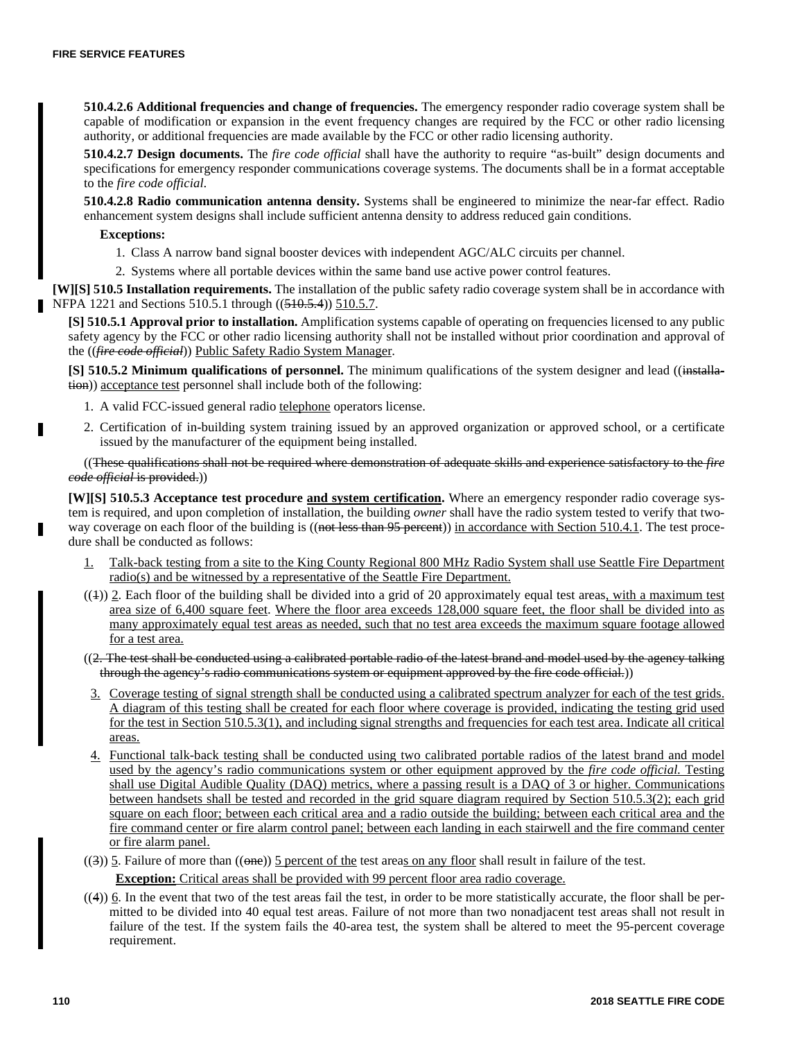**510.4.2.6 Additional frequencies and change of frequencies.** The emergency responder radio coverage system shall be capable of modification or expansion in the event frequency changes are required by the FCC or other radio licensing authority, or additional frequencies are made available by the FCC or other radio licensing authority.

**510.4.2.7 Design documents.** The *fire code official* shall have the authority to require "as-built" design documents and specifications for emergency responder communications coverage systems. The documents shall be in a format acceptable to the *fire code official*.

**510.4.2.8 Radio communication antenna density.** Systems shall be engineered to minimize the near-far effect. Radio enhancement system designs shall include sufficient antenna density to address reduced gain conditions.

**Exceptions:**

1. Class A narrow band signal booster devices with independent AGC/ALC circuits per channel.
2. Systems where all portable devices within the same band use active power control features.

**[W][S] 510.5 Installation requirements.** The installation of the public safety radio coverage system shall be in accordance with NFPA 1221 and Sections 510.5.1 through ((~~510.5.4~~)) <u>510.5.7</u>.

**[S] 510.5.1 Approval prior to installation.** Amplification systems capable of operating on frequencies licensed to any public safety agency by the FCC or other radio licensing authority shall not be installed without prior coordination and approval of the ((~~*fire code official*~~)) <u>Public Safety Radio System Manager</u>.

**[S] 510.5.2 Minimum qualifications of personnel.** The minimum qualifications of the system designer and lead ((~~installation~~)) <u>acceptance test</u> personnel shall include both of the following:

1. A valid FCC-issued general radio <u>telephone</u> operators license.
2. Certification of in-building system training issued by an approved organization or approved school, or a certificate issued by the manufacturer of the equipment being installed.

((~~These qualifications shall not be required where demonstration of adequate skills and experience satisfactory to the *fire code official* is provided.~~))

**[W][S] 510.5.3 Acceptance test procedure <u>and system certification</u>.** Where an emergency responder radio coverage system is required, and upon completion of installation, the building *owner* shall have the radio system tested to verify that two-way coverage on each floor of the building is ((~~not less than 95 percent~~)) <u>in accordance with Section 510.4.1</u>. The test procedure shall be conducted as follows:

<u>1.</u> <u>Talk-back testing from a site to the King County Regional 800 MHz Radio System shall use Seattle Fire Department radio(s) and be witnessed by a representative of the Seattle Fire Department.</u>

((~~1~~)) <u>2</u>. Each floor of the building shall be divided into a grid of 20 approximately equal test areas<u>, with a maximum test area size of 6,400 square feet</u>. <u>Where the floor area exceeds 128,000 square feet, the floor shall be divided into as many approximately equal test areas as needed, such that no test area exceeds the maximum square footage allowed for a test area.</u>

((~~2. The test shall be conducted using a calibrated portable radio of the latest brand and model used by the agency talking through the agency's radio communications system or equipment approved by the fire code official.~~))

<u>3.</u> <u>Coverage testing of signal strength shall be conducted using a calibrated spectrum analyzer for each of the test grids. A diagram of this testing shall be created for each floor where coverage is provided, indicating the testing grid used for the test in Section 510.5.3(1), and including signal strengths and frequencies for each test area. Indicate all critical areas.</u>

<u>4.</u> <u>Functional talk-back testing shall be conducted using two calibrated portable radios of the latest brand and model used by the agency's radio communications system or other equipment approved by the *fire code official.* Testing shall use Digital Audible Quality (DAQ) metrics, where a passing result is a DAQ of 3 or higher. Communications between handsets shall be tested and recorded in the grid square diagram required by Section 510.5.3(2); each grid square on each floor; between each critical area and a radio outside the building; between each critical area and the fire command center or fire alarm control panel; between each landing in each stairwell and the fire command center or fire alarm panel.</u>

((~~3~~)) <u>5</u>. Failure of more than ((~~one~~)) <u>5 percent of the</u> test area<u>s on any floor</u> shall result in failure of the test.

**<u>Exception:</u>** <u>Critical areas shall be provided with 99 percent floor area radio coverage.</u>

((~~4~~)) <u>6</u>. In the event that two of the test areas fail the test, in order to be more statistically accurate, the floor shall be permitted to be divided into 40 equal test areas. Failure of not more than two nonadjacent test areas shall not result in failure of the test. If the system fails the 40-area test, the system shall be altered to meet the 95-percent coverage requirement.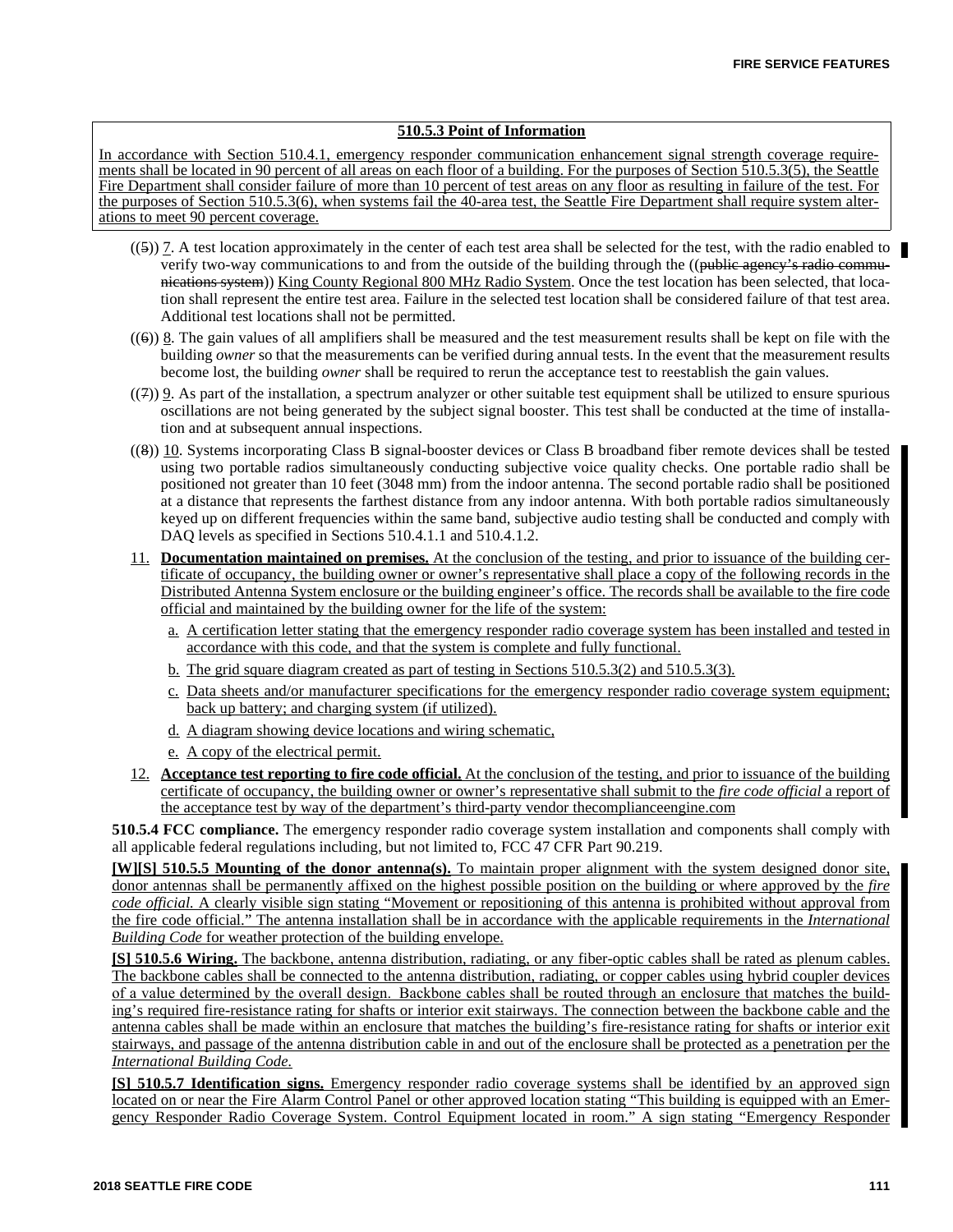**510.5.3 Point of Information**

In accordance with Section 510.4.1, emergency responder communication enhancement signal strength coverage requirements shall be located in 90 percent of all areas on each floor of a building. For the purposes of Section 510.5.3(5), the Seattle Fire Department shall consider failure of more than 10 percent of test areas on any floor as resulting in failure of the test. For the purposes of Section 510.5.3(6), when systems fail the 40-area test, the Seattle Fire Department shall require system alterations to meet 90 percent coverage.

((5)) 7. A test location approximately in the center of each test area shall be selected for the test, with the radio enabled to verify two-way communications to and from the outside of the building through the ((public agency's radio communications system)) King County Regional 800 MHz Radio System. Once the test location has been selected, that location shall represent the entire test area. Failure in the selected test location shall be considered failure of that test area. Additional test locations shall not be permitted.

((6)) 8. The gain values of all amplifiers shall be measured and the test measurement results shall be kept on file with the building *owner* so that the measurements can be verified during annual tests. In the event that the measurement results become lost, the building *owner* shall be required to rerun the acceptance test to reestablish the gain values.

((7)) 9. As part of the installation, a spectrum analyzer or other suitable test equipment shall be utilized to ensure spurious oscillations are not being generated by the subject signal booster. This test shall be conducted at the time of installation and at subsequent annual inspections.

((8)) 10. Systems incorporating Class B signal-booster devices or Class B broadband fiber remote devices shall be tested using two portable radios simultaneously conducting subjective voice quality checks. One portable radio shall be positioned not greater than 10 feet (3048 mm) from the indoor antenna. The second portable radio shall be positioned at a distance that represents the farthest distance from any indoor antenna. With both portable radios simultaneously keyed up on different frequencies within the same band, subjective audio testing shall be conducted and comply with DAQ levels as specified in Sections 510.4.1.1 and 510.4.1.2.

11. **Documentation maintained on premises.** At the conclusion of the testing, and prior to issuance of the building certificate of occupancy, the building owner or owner's representative shall place a copy of the following records in the Distributed Antenna System enclosure or the building engineer's office. The records shall be available to the fire code official and maintained by the building owner for the life of the system:

    a. A certification letter stating that the emergency responder radio coverage system has been installed and tested in accordance with this code, and that the system is complete and fully functional.

    b. The grid square diagram created as part of testing in Sections 510.5.3(2) and 510.5.3(3).

    c. Data sheets and/or manufacturer specifications for the emergency responder radio coverage system equipment; back up battery; and charging system (if utilized).

    d. A diagram showing device locations and wiring schematic,

    e. A copy of the electrical permit.

12. **Acceptance test reporting to fire code official.** At the conclusion of the testing, and prior to issuance of the building certificate of occupancy, the building owner or owner's representative shall submit to the *fire code official* a report of the acceptance test by way of the department's third-party vendor thecomplianceengine.com

**510.5.4 FCC compliance.** The emergency responder radio coverage system installation and components shall comply with all applicable federal regulations including, but not limited to, FCC 47 CFR Part 90.219.

**[W][S] 510.5.5 Mounting of the donor antenna(s).** To maintain proper alignment with the system designed donor site, donor antennas shall be permanently affixed on the highest possible position on the building or where approved by the *fire code official.* A clearly visible sign stating "Movement or repositioning of this antenna is prohibited without approval from the fire code official." The antenna installation shall be in accordance with the applicable requirements in the *International Building Code* for weather protection of the building envelope.

**[S] 510.5.6 Wiring.** The backbone, antenna distribution, radiating, or any fiber-optic cables shall be rated as plenum cables. The backbone cables shall be connected to the antenna distribution, radiating, or copper cables using hybrid coupler devices of a value determined by the overall design. Backbone cables shall be routed through an enclosure that matches the building's required fire-resistance rating for shafts or interior exit stairways. The connection between the backbone cable and the antenna cables shall be made within an enclosure that matches the building's fire-resistance rating for shafts or interior exit stairways, and passage of the antenna distribution cable in and out of the enclosure shall be protected as a penetration per the *International Building Code.*

**[S] 510.5.7 Identification signs.** Emergency responder radio coverage systems shall be identified by an approved sign located on or near the Fire Alarm Control Panel or other approved location stating "This building is equipped with an Emergency Responder Radio Coverage System. Control Equipment located in room." A sign stating "Emergency Responder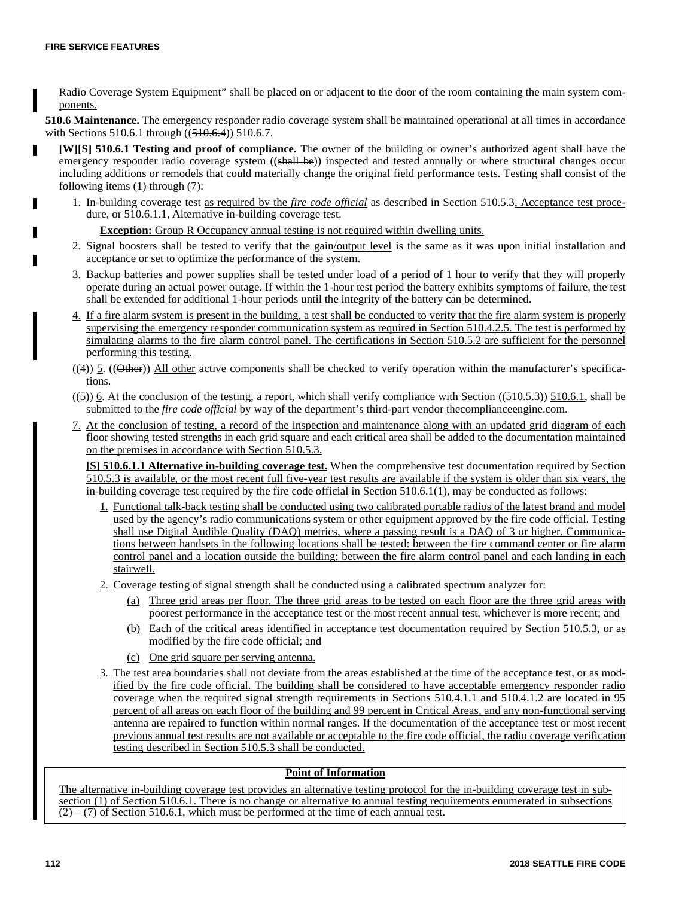Radio Coverage System Equipment" shall be placed on or adjacent to the door of the room containing the main system components.

**510.6 Maintenance.** The emergency responder radio coverage system shall be maintained operational at all times in accordance with Sections 510.6.1 through ((~~510.6.4~~)) 510.6.7.

**[W][S] 510.6.1 Testing and proof of compliance.** The owner of the building or owner's authorized agent shall have the emergency responder radio coverage system ((~~shall be~~)) inspected and tested annually or where structural changes occur including additions or remodels that could materially change the original field performance tests. Testing shall consist of the following items (1) through (7):

1. In-building coverage test as required by the *fire code official* as described in Section 510.5.3, Acceptance test procedure, or 510.6.1.1, Alternative in-building coverage test.

   **Exception:** Group R Occupancy annual testing is not required within dwelling units.

2. Signal boosters shall be tested to verify that the gain/output level is the same as it was upon initial installation and acceptance or set to optimize the performance of the system.
3. Backup batteries and power supplies shall be tested under load of a period of 1 hour to verify that they will properly operate during an actual power outage. If within the 1-hour test period the battery exhibits symptoms of failure, the test shall be extended for additional 1-hour periods until the integrity of the battery can be determined.
4. If a fire alarm system is present in the building, a test shall be conducted to verity that the fire alarm system is properly supervising the emergency responder communication system as required in Section 510.4.2.5. The test is performed by simulating alarms to the fire alarm control panel. The certifications in Section 510.5.2 are sufficient for the personnel performing this testing.

((4)) 5. ((~~Other~~)) All other active components shall be checked to verify operation within the manufacturer's specifications.

((5)) 6. At the conclusion of the testing, a report, which shall verify compliance with Section ((~~510.5.3~~)) 510.6.1, shall be submitted to the *fire code official* by way of the department's third-part vendor thecomplianceengine.com.

7. At the conclusion of testing, a record of the inspection and maintenance along with an updated grid diagram of each floor showing tested strengths in each grid square and each critical area shall be added to the documentation maintained on the premises in accordance with Section 510.5.3.

   **[S] 510.6.1.1 Alternative in-building coverage test.** When the comprehensive test documentation required by Section 510.5.3 is available, or the most recent full five-year test results are available if the system is older than six years, the in-building coverage test required by the fire code official in Section 510.6.1(1), may be conducted as follows:

   1. Functional talk-back testing shall be conducted using two calibrated portable radios of the latest brand and model used by the agency's radio communications system or other equipment approved by the fire code official. Testing shall use Digital Audible Quality (DAQ) metrics, where a passing result is a DAQ of 3 or higher. Communications between handsets in the following locations shall be tested: between the fire command center or fire alarm control panel and a location outside the building; between the fire alarm control panel and each landing in each stairwell.
   2. Coverage testing of signal strength shall be conducted using a calibrated spectrum analyzer for:
      - (a) Three grid areas per floor. The three grid areas to be tested on each floor are the three grid areas with poorest performance in the acceptance test or the most recent annual test, whichever is more recent; and
      - (b) Each of the critical areas identified in acceptance test documentation required by Section 510.5.3, or as modified by the fire code official; and
      - (c) One grid square per serving antenna.
   3. The test area boundaries shall not deviate from the areas established at the time of the acceptance test, or as modified by the fire code official. The building shall be considered to have acceptable emergency responder radio coverage when the required signal strength requirements in Sections 510.4.1.1 and 510.4.1.2 are located in 95 percent of all areas on each floor of the building and 99 percent in Critical Areas, and any non-functional serving antenna are repaired to function within normal ranges. If the documentation of the acceptance test or most recent previous annual test results are not available or acceptable to the fire code official, the radio coverage verification testing described in Section 510.5.3 shall be conducted.

**Point of Information**

The alternative in-building coverage test provides an alternative testing protocol for the in-building coverage test in subsection (1) of Section 510.6.1. There is no change or alternative to annual testing requirements enumerated in subsections (2) – (7) of Section 510.6.1, which must be performed at the time of each annual test.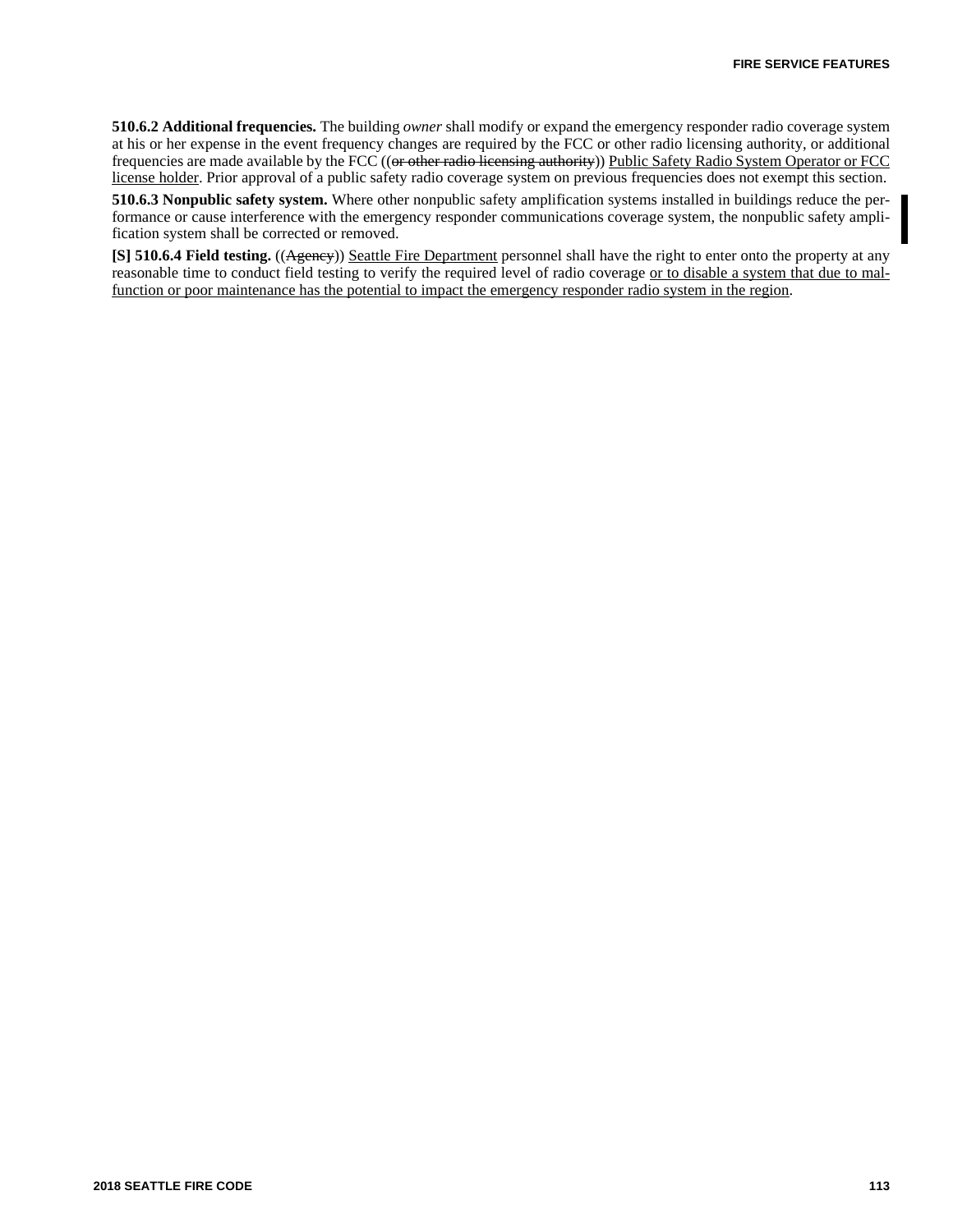**510.6.2 Additional frequencies.** The building *owner* shall modify or expand the emergency responder radio coverage system at his or her expense in the event frequency changes are required by the FCC or other radio licensing authority, or additional frequencies are made available by the FCC ((~~or other radio licensing authority~~)) <u>Public Safety Radio System Operator or FCC license holder</u>. Prior approval of a public safety radio coverage system on previous frequencies does not exempt this section.

**510.6.3 Nonpublic safety system.** Where other nonpublic safety amplification systems installed in buildings reduce the performance or cause interference with the emergency responder communications coverage system, the nonpublic safety amplification system shall be corrected or removed.

**[S] 510.6.4 Field testing.** ((~~Agency~~)) <u>Seattle Fire Department</u> personnel shall have the right to enter onto the property at any reasonable time to conduct field testing to verify the required level of radio coverage <u>or to disable a system that due to malfunction or poor maintenance has the potential to impact the emergency responder radio system in the region</u>.